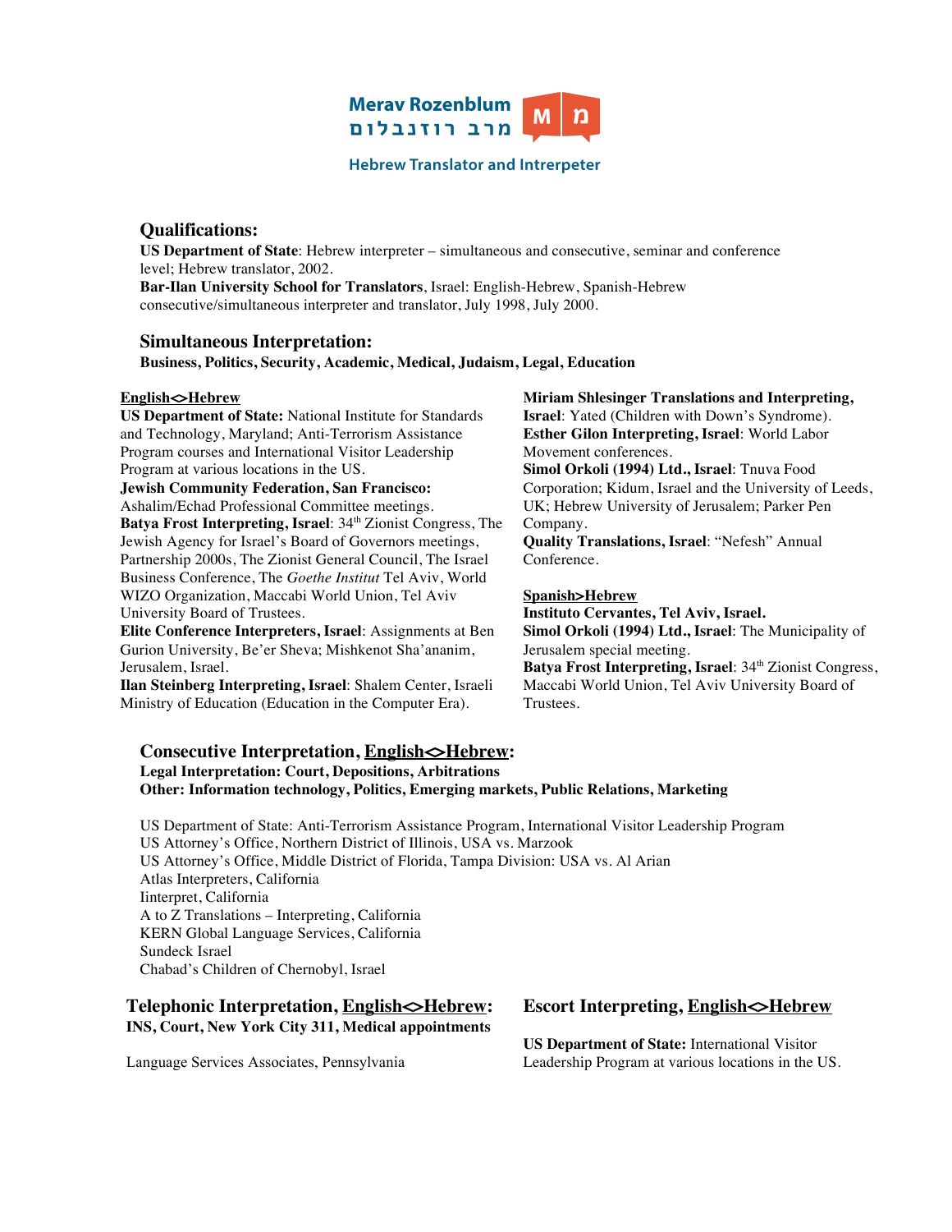**Merav Rozenblum**
**מרב רוזנבלום**

**Hebrew Translator and Intrepeter**

## Qualifications:

**US Department of State**: Hebrew interpreter – simultaneous and consecutive, seminar and conference level; Hebrew translator, 2002.
**Bar-Ilan University School for Translators**, Israel: English-Hebrew, Spanish-Hebrew consecutive/simultaneous interpreter and translator, July 1998, July 2000.

## Simultaneous Interpretation:

**Business, Politics, Security, Academic, Medical, Judaism, Legal, Education**

**English<>Hebrew**

**US Department of State:** National Institute for Standards and Technology, Maryland; Anti-Terrorism Assistance Program courses and International Visitor Leadership Program at various locations in the US.
**Jewish Community Federation, San Francisco:** Ashalim/Echad Professional Committee meetings.
**Batya Frost Interpreting, Israel**: 34th Zionist Congress, The Jewish Agency for Israel's Board of Governors meetings, Partnership 2000s, The Zionist General Council, The Israel Business Conference, The *Goethe Institut* Tel Aviv, World WIZO Organization, Maccabi World Union, Tel Aviv University Board of Trustees.
**Elite Conference Interpreters, Israel**: Assignments at Ben Gurion University, Be'er Sheva; Mishkenot Sha'ananim, Jerusalem, Israel.
**Ilan Steinberg Interpreting, Israel**: Shalem Center, Israeli Ministry of Education (Education in the Computer Era).
**Miriam Shlesinger Translations and Interpreting, Israel**: Yated (Children with Down's Syndrome).
**Esther Gilon Interpreting, Israel**: World Labor Movement conferences.
**Simol Orkoli (1994) Ltd., Israel**: Tnuva Food Corporation; Kidum, Israel and the University of Leeds, UK; Hebrew University of Jerusalem; Parker Pen Company.
**Quality Translations, Israel**: "Nefesh" Annual Conference.

**Spanish>Hebrew**

**Instituto Cervantes, Tel Aviv, Israel.**
**Simol Orkoli (1994) Ltd., Israel**: The Municipality of Jerusalem special meeting.
**Batya Frost Interpreting, Israel**: 34th Zionist Congress, Maccabi World Union, Tel Aviv University Board of Trustees.

## Consecutive Interpretation, English<>Hebrew:

**Legal Interpretation: Court, Depositions, Arbitrations**
**Other: Information technology, Politics, Emerging markets, Public Relations, Marketing**

US Department of State: Anti-Terrorism Assistance Program, International Visitor Leadership Program
US Attorney's Office, Northern District of Illinois, USA vs. Marzook
US Attorney's Office, Middle District of Florida, Tampa Division: USA vs. Al Arian
Atlas Interpreters, California
Iinterpret, California
A to Z Translations – Interpreting, California
KERN Global Language Services, California
Sundeck Israel
Chabad's Children of Chernobyl, Israel

## Telephonic Interpretation, English<>Hebrew:

**INS, Court, New York City 311, Medical appointments**

Language Services Associates, Pennsylvania

## Escort Interpreting, English<>Hebrew

**US Department of State:** International Visitor Leadership Program at various locations in the US.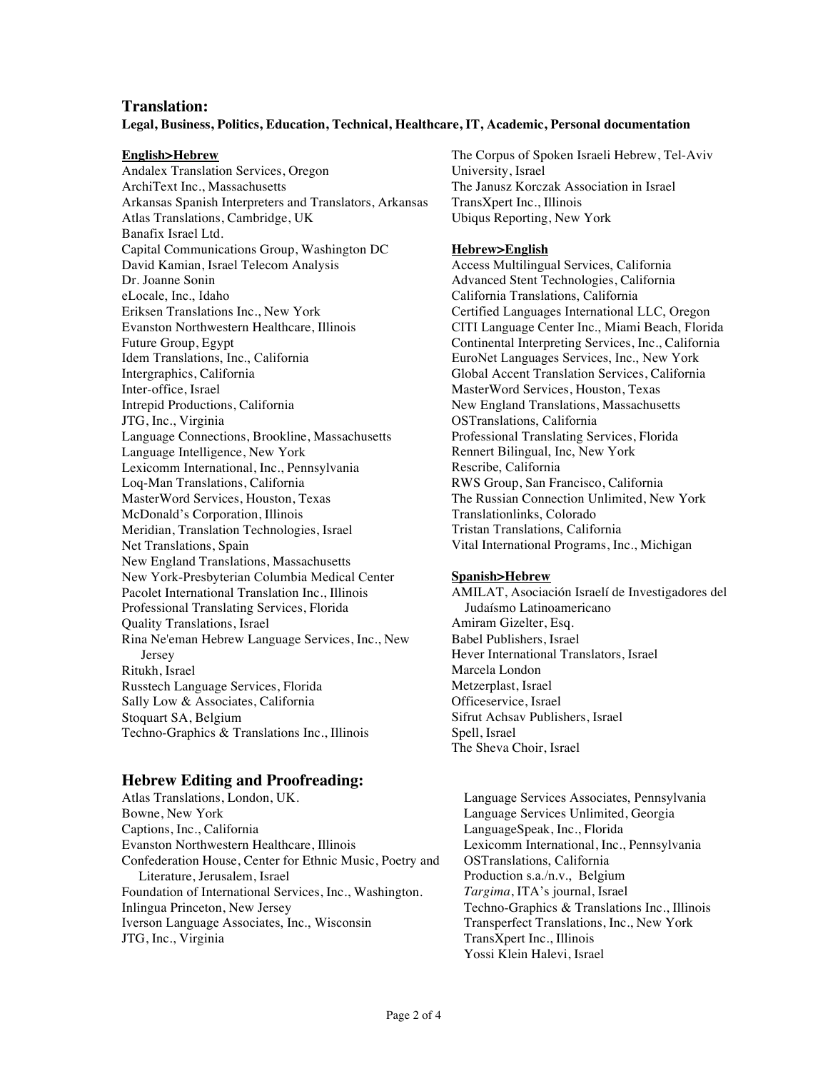## Translation:

**Legal, Business, Politics, Education, Technical, Healthcare, IT, Academic, Personal documentation**

**English>Hebrew**

Andalex Translation Services, Oregon
ArchiText Inc., Massachusetts
Arkansas Spanish Interpreters and Translators, Arkansas
Atlas Translations, Cambridge, UK
Banafix Israel Ltd.
Capital Communications Group, Washington DC
David Kamian, Israel Telecom Analysis
Dr. Joanne Sonin
eLocale, Inc., Idaho
Eriksen Translations Inc., New York
Evanston Northwestern Healthcare, Illinois
Future Group, Egypt
Idem Translations, Inc., California
Intergraphics, California
Inter-office, Israel
Intrepid Productions, California
JTG, Inc., Virginia
Language Connections, Brookline, Massachusetts
Language Intelligence, New York
Lexicomm International, Inc., Pennsylvania
Loq-Man Translations, California
MasterWord Services, Houston, Texas
McDonald's Corporation, Illinois
Meridian, Translation Technologies, Israel
Net Translations, Spain
New England Translations, Massachusetts
New York-Presbyterian Columbia Medical Center
Pacolet International Translation Inc., Illinois
Professional Translating Services, Florida
Quality Translations, Israel
Rina Ne'eman Hebrew Language Services, Inc., New Jersey
Ritukh, Israel
Russtech Language Services, Florida
Sally Low & Associates, California
Stoquart SA, Belgium
Techno-Graphics & Translations Inc., Illinois
The Corpus of Spoken Israeli Hebrew, Tel-Aviv University, Israel
The Janusz Korczak Association in Israel
TransXpert Inc., Illinois
Ubiqus Reporting, New York

**Hebrew>English**

Access Multilingual Services, California
Advanced Stent Technologies, California
California Translations, California
Certified Languages International LLC, Oregon
CITI Language Center Inc., Miami Beach, Florida
Continental Interpreting Services, Inc., California
EuroNet Languages Services, Inc., New York
Global Accent Translation Services, California
MasterWord Services, Houston, Texas
New England Translations, Massachusetts
OSTranslations, California
Professional Translating Services, Florida
Rennert Bilingual, Inc, New York
Rescribe, California
RWS Group, San Francisco, California
The Russian Connection Unlimited, New York
Translationlinks, Colorado
Tristan Translations, California
Vital International Programs, Inc., Michigan

**Spanish>Hebrew**

AMILAT, Asociación Israelí de Investigadores del Judaísmo Latinoamericano
Amiram Gizelter, Esq.
Babel Publishers, Israel
Hever International Translators, Israel
Marcela London
Metzerplast, Israel
Officeservice, Israel
Sifrut Achsav Publishers, Israel
Spell, Israel
The Sheva Choir, Israel

## Hebrew Editing and Proofreading:

Atlas Translations, London, UK.
Bowne, New York
Captions, Inc., California
Evanston Northwestern Healthcare, Illinois
Confederation House, Center for Ethnic Music, Poetry and Literature, Jerusalem, Israel
Foundation of International Services, Inc., Washington.
Inlingua Princeton, New Jersey
Iverson Language Associates, Inc., Wisconsin
JTG, Inc., Virginia
Language Services Associates, Pennsylvania
Language Services Unlimited, Georgia
LanguageSpeak, Inc., Florida
Lexicomm International, Inc., Pennsylvania
OSTranslations, California
Production s.a./n.v., Belgium
*Targima*, ITA's journal, Israel
Techno-Graphics & Translations Inc., Illinois
Transperfect Translations, Inc., New York
TransXpert Inc., Illinois
Yossi Klein Halevi, Israel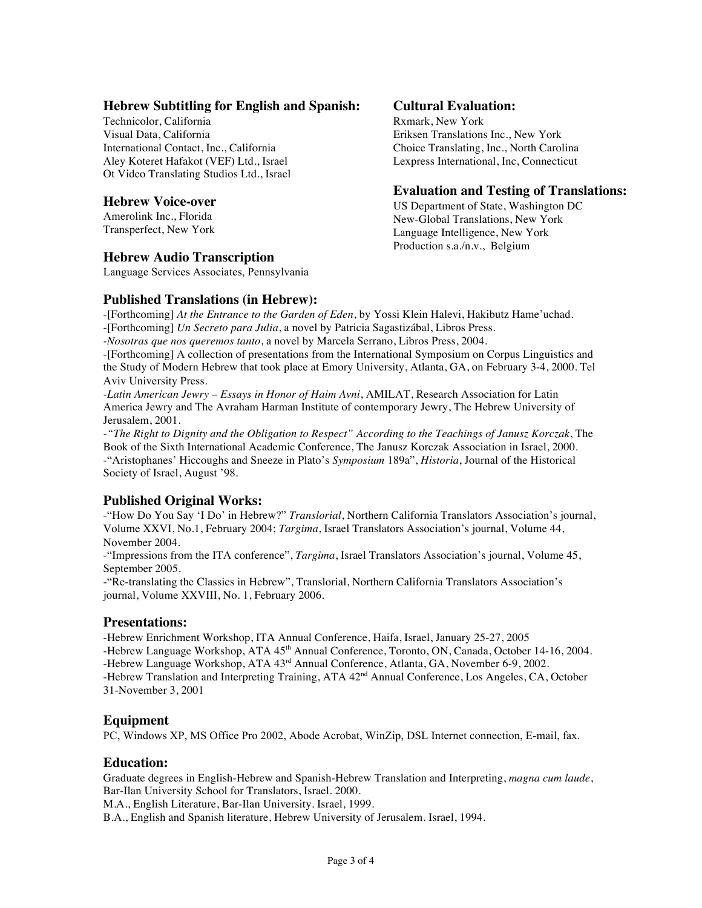## Hebrew Subtitling for English and Spanish:

Technicolor, California
Visual Data, California
International Contact, Inc., California
Aley Koteret Hafakot (VEF) Ltd., Israel
Ot Video Translating Studios Ltd., Israel

## Hebrew Voice-over

Amerolink Inc., Florida
Transperfect, New York

## Hebrew Audio Transcription

Language Services Associates, Pennsylvania

## Cultural Evaluation:

Rxmark, New York
Eriksen Translations Inc., New York
Choice Translating, Inc., North Carolina
Lexpress International, Inc, Connecticut

## Evaluation and Testing of Translations:

US Department of State, Washington DC
New-Global Translations, New York
Language Intelligence, New York
Production s.a./n.v., Belgium

## Published Translations (in Hebrew):

-[Forthcoming] *At the Entrance to the Garden of Eden*, by Yossi Klein Halevi, Hakibutz Hame'uchad.
-[Forthcoming] *Un Secreto para Julia*, a novel by Patricia Sagastizábal, Libros Press.
-*Nosotras que nos queremos tanto*, a novel by Marcela Serrano, Libros Press, 2004.
-[Forthcoming] A collection of presentations from the International Symposium on Corpus Linguistics and the Study of Modern Hebrew that took place at Emory University, Atlanta, GA, on February 3-4, 2000. Tel Aviv University Press.
-*Latin American Jewry – Essays in Honor of Haim Avni*, AMILAT, Research Association for Latin America Jewry and The Avraham Harman Institute of contemporary Jewry, The Hebrew University of Jerusalem, 2001.
-*"The Right to Dignity and the Obligation to Respect" According to the Teachings of Janusz Korczak*, The Book of the Sixth International Academic Conference, The Janusz Korczak Association in Israel, 2000.
-"Aristophanes' Hiccoughs and Sneeze in Plato's *Symposium* 189a", *Historia*, Journal of the Historical Society of Israel, August '98.

## Published Original Works:

-"How Do You Say 'I Do' in Hebrew?" *Translorial*, Northern California Translators Association's journal, Volume XXVI, No.1, February 2004; *Targima*, Israel Translators Association's journal, Volume 44, November 2004.
-"Impressions from the ITA conference", *Targima*, Israel Translators Association's journal, Volume 45, September 2005.
-"Re-translating the Classics in Hebrew", Translorial, Northern California Translators Association's journal, Volume XXVIII, No. 1, February 2006.

## Presentations:

-Hebrew Enrichment Workshop, ITA Annual Conference, Haifa, Israel, January 25-27, 2005
-Hebrew Language Workshop, ATA 45th Annual Conference, Toronto, ON, Canada, October 14-16, 2004.
-Hebrew Language Workshop, ATA 43rd Annual Conference, Atlanta, GA, November 6-9, 2002.
-Hebrew Translation and Interpreting Training, ATA 42nd Annual Conference, Los Angeles, CA, October 31-November 3, 2001

## Equipment

PC, Windows XP, MS Office Pro 2002, Abode Acrobat, WinZip, DSL Internet connection, E-mail, fax.

## Education:

Graduate degrees in English-Hebrew and Spanish-Hebrew Translation and Interpreting, *magna cum laude*, Bar-Ilan University School for Translators, Israel. 2000.
M.A., English Literature, Bar-Ilan University. Israel, 1999.
B.A., English and Spanish literature, Hebrew University of Jerusalem. Israel, 1994.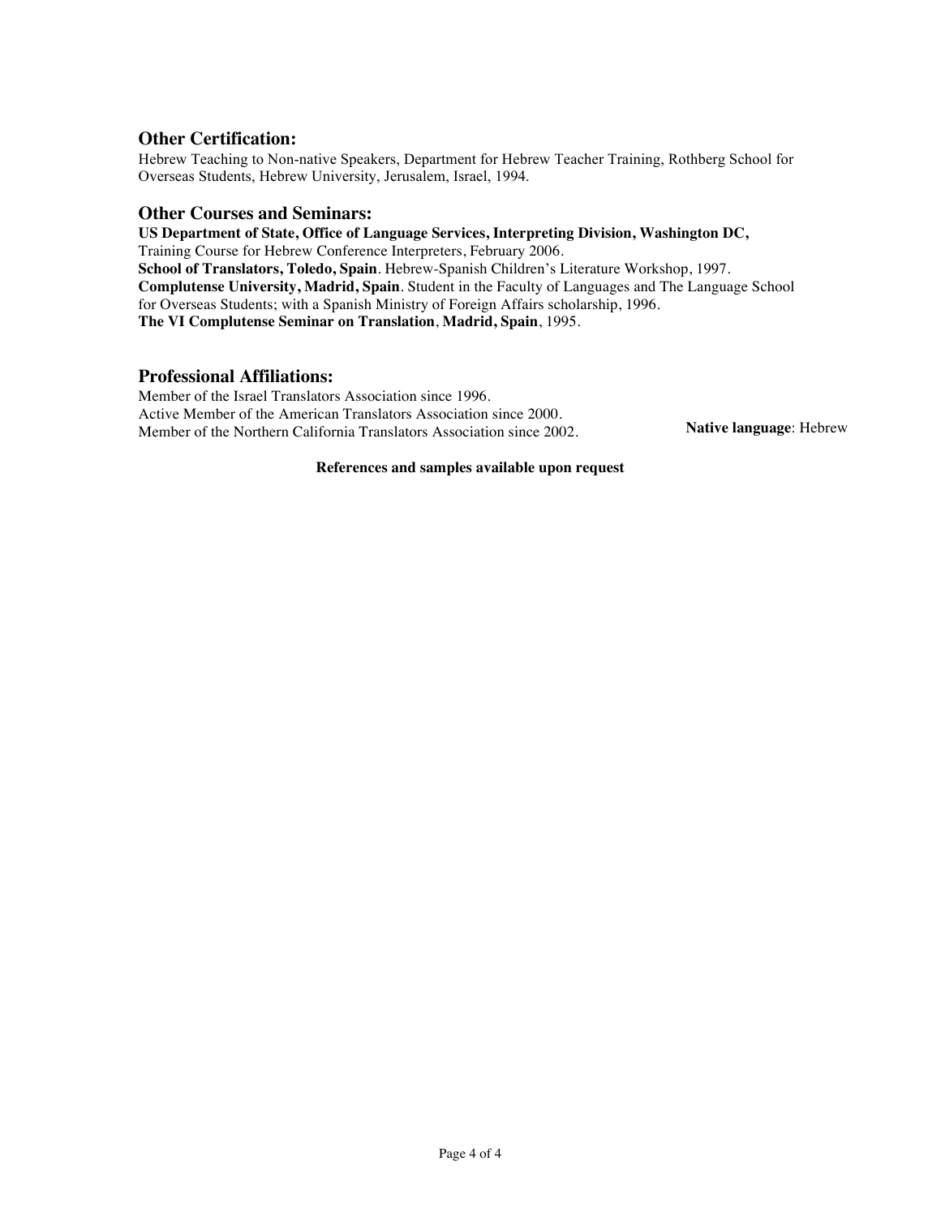## Other Certification:

Hebrew Teaching to Non-native Speakers, Department for Hebrew Teacher Training, Rothberg School for Overseas Students, Hebrew University, Jerusalem, Israel, 1994.

## Other Courses and Seminars:

**US Department of State, Office of Language Services, Interpreting Division, Washington DC,** Training Course for Hebrew Conference Interpreters, February 2006.
**School of Translators, Toledo, Spain**. Hebrew-Spanish Children's Literature Workshop, 1997.
**Complutense University, Madrid, Spain**. Student in the Faculty of Languages and The Language School for Overseas Students; with a Spanish Ministry of Foreign Affairs scholarship, 1996.
**The VI Complutense Seminar on Translation**, **Madrid, Spain**, 1995.

## Professional Affiliations:

Member of the Israel Translators Association since 1996.
Active Member of the American Translators Association since 2000.
Member of the Northern California Translators Association since 2002.

**Native language**: Hebrew

**References and samples available upon request**